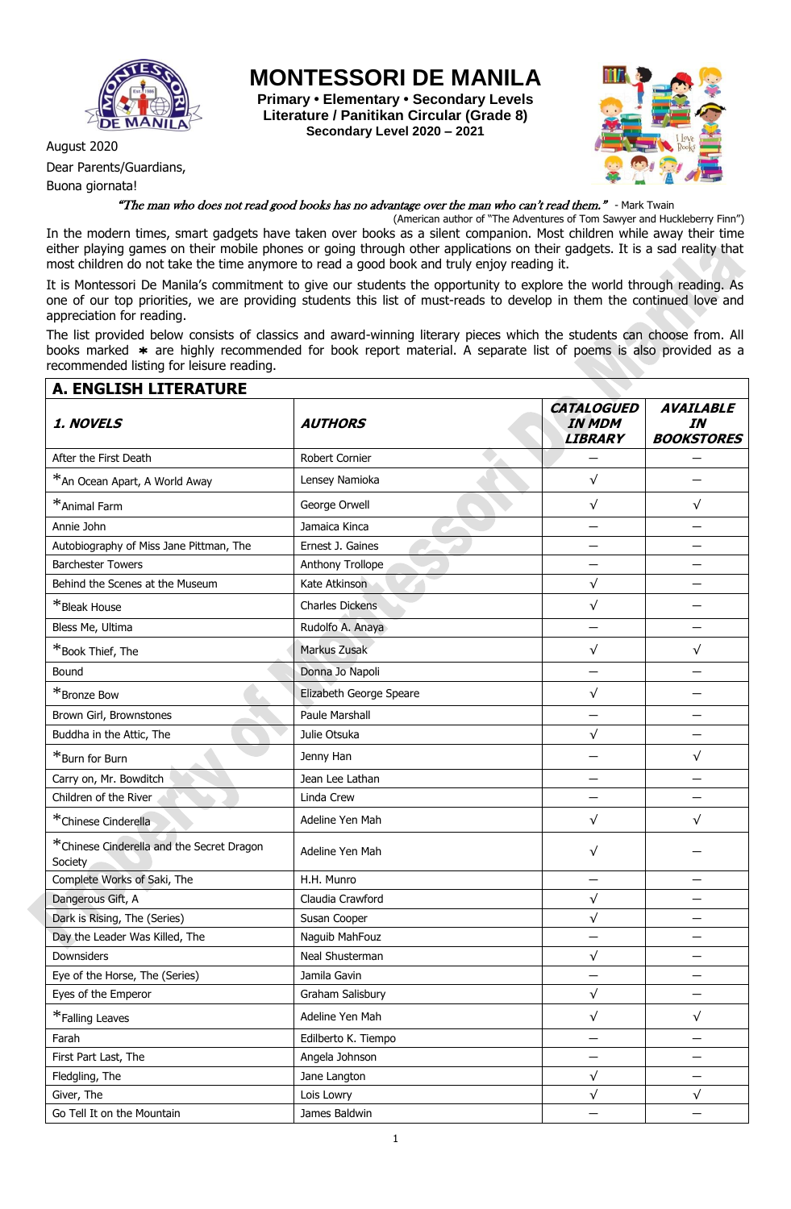# MONTESSORI DE MANILA

**Primary • Elementary • Secondary Levels**
**Literature / Panitikan Circular (Grade 8)**
**Secondary Level 2020 – 2021**

August 2020

Dear Parents/Guardians,

Buona giornata!

*"The man who does not read good books has no advantage over the man who can't read them."* - Mark Twain
(American author of "The Adventures of Tom Sawyer and Huckleberry Finn")

In the modern times, smart gadgets have taken over books as a silent companion. Most children while away their time either playing games on their mobile phones or going through other applications on their gadgets. It is a sad reality that most children do not take the time anymore to read a good book and truly enjoy reading it.

It is Montessori De Manila's commitment to give our students the opportunity to explore the world through reading. As one of our top priorities, we are providing students this list of must-reads to develop in them the continued love and appreciation for reading.

The list provided below consists of classics and award-winning literary pieces which the students can choose from. All books marked ∗ are highly recommended for book report material. A separate list of poems is also provided as a recommended listing for leisure reading.

## A. ENGLISH LITERATURE

| ***1. NOVELS*** | ***AUTHORS*** | ***CATALOGUED IN MDM LIBRARY*** | ***AVAILABLE IN BOOKSTORES*** |
|---|---|---|---|
| After the First Death | Robert Cornier | — | — |
| *An Ocean Apart, A World Away | Lensey Namioka | √ | — |
| *Animal Farm | George Orwell | √ | √ |
| Annie John | Jamaica Kinca | — | — |
| Autobiography of Miss Jane Pittman, The | Ernest J. Gaines | — | — |
| Barchester Towers | Anthony Trollope | — | — |
| Behind the Scenes at the Museum | Kate Atkinson | √ | — |
| *Bleak House | Charles Dickens | √ | — |
| Bless Me, Ultima | Rudolfo A. Anaya | — | — |
| *Book Thief, The | Markus Zusak | √ | √ |
| Bound | Donna Jo Napoli | — | — |
| *Bronze Bow | Elizabeth George Speare | √ | — |
| Brown Girl, Brownstones | Paule Marshall | — | — |
| Buddha in the Attic, The | Julie Otsuka | √ | — |
| *Burn for Burn | Jenny Han | — | √ |
| Carry on, Mr. Bowditch | Jean Lee Lathan | — | — |
| Children of the River | Linda Crew | — | — |
| *Chinese Cinderella | Adeline Yen Mah | √ | √ |
| *Chinese Cinderella and the Secret Dragon Society | Adeline Yen Mah | √ | — |
| Complete Works of Saki, The | H.H. Munro | — | — |
| Dangerous Gift, A | Claudia Crawford | √ | — |
| Dark is Rising, The (Series) | Susan Cooper | √ | — |
| Day the Leader Was Killed, The | Naguib MahFouz | — | — |
| Downsiders | Neal Shusterman | √ | — |
| Eye of the Horse, The (Series) | Jamila Gavin | — | — |
| Eyes of the Emperor | Graham Salisbury | √ | — |
| *Falling Leaves | Adeline Yen Mah | √ | √ |
| Farah | Edilberto K. Tiempo | — | — |
| First Part Last, The | Angela Johnson | — | — |
| Fledgling, The | Jane Langton | √ | — |
| Giver, The | Lois Lowry | √ | √ |
| Go Tell It on the Mountain | James Baldwin | — | — |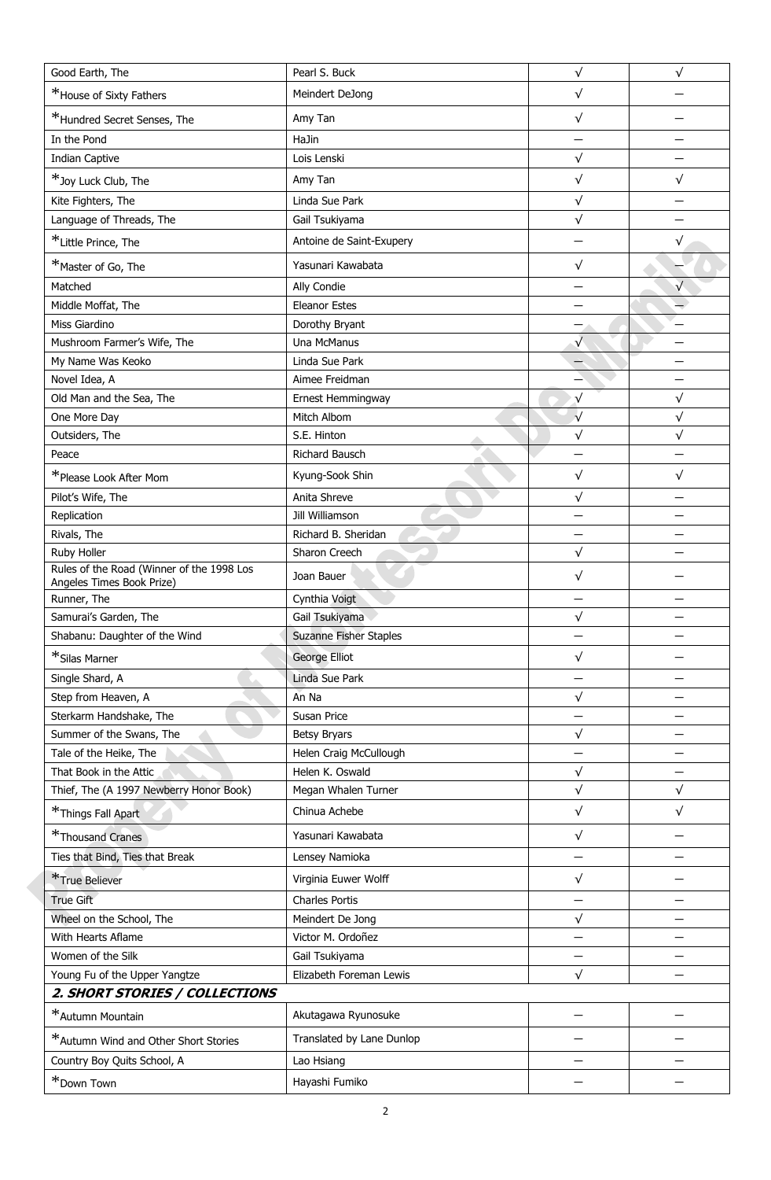| | | | |
|---|---|---|---|
| Good Earth, The | Pearl S. Buck | √ | √ |
| *House of Sixty Fathers | Meindert DeJong | √ | — |
| *Hundred Secret Senses, The | Amy Tan | √ | — |
| In the Pond | HaJin | — | — |
| Indian Captive | Lois Lenski | √ | — |
| *Joy Luck Club, The | Amy Tan | √ | √ |
| Kite Fighters, The | Linda Sue Park | √ | — |
| Language of Threads, The | Gail Tsukiyama | √ | — |
| *Little Prince, The | Antoine de Saint-Exupery | — | √ |
| *Master of Go, The | Yasunari Kawabata | √ | — |
| Matched | Ally Condie | — | √ |
| Middle Moffat, The | Eleanor Estes | — | — |
| Miss Giardino | Dorothy Bryant | — | — |
| Mushroom Farmer's Wife, The | Una McManus | √ | — |
| My Name Was Keoko | Linda Sue Park | — | — |
| Novel Idea, A | Aimee Freidman | — | — |
| Old Man and the Sea, The | Ernest Hemmingway | √ | √ |
| One More Day | Mitch Albom | √ | √ |
| Outsiders, The | S.E. Hinton | √ | √ |
| Peace | Richard Bausch | — | — |
| *Please Look After Mom | Kyung-Sook Shin | √ | √ |
| Pilot's Wife, The | Anita Shreve | √ | — |
| Replication | Jill Williamson | — | — |
| Rivals, The | Richard B. Sheridan | — | — |
| Ruby Holler | Sharon Creech | √ | — |
| Rules of the Road (Winner of the 1998 Los Angeles Times Book Prize) | Joan Bauer | √ | — |
| Runner, The | Cynthia Voigt | — | — |
| Samurai's Garden, The | Gail Tsukiyama | √ | — |
| Shabanu: Daughter of the Wind | Suzanne Fisher Staples | — | — |
| *Silas Marner | George Elliot | √ | — |
| Single Shard, A | Linda Sue Park | — | — |
| Step from Heaven, A | An Na | √ | — |
| Sterkarm Handshake, The | Susan Price | — | — |
| Summer of the Swans, The | Betsy Bryars | √ | — |
| Tale of the Heike, The | Helen Craig McCullough | — | — |
| That Book in the Attic | Helen K. Oswald | √ | — |
| Thief, The (A 1997 Newberry Honor Book) | Megan Whalen Turner | √ | √ |
| *Things Fall Apart | Chinua Achebe | √ | √ |
| *Thousand Cranes | Yasunari Kawabata | √ | — |
| Ties that Bind, Ties that Break | Lensey Namioka | — | — |
| *True Believer | Virginia Euwer Wolff | √ | — |
| True Gift | Charles Portis | — | — |
| Wheel on the School, The | Meindert De Jong | √ | — |
| With Hearts Aflame | Victor M. Ordoñez | — | — |
| Women of the Silk | Gail Tsukiyama | — | — |
| Young Fu of the Upper Yangtze | Elizabeth Foreman Lewis | √ | — |
| ***2. SHORT STORIES / COLLECTIONS*** | | | |
| *Autumn Mountain | Akutagawa Ryunosuke | — | — |
| *Autumn Wind and Other Short Stories | Translated by Lane Dunlop | — | — |
| Country Boy Quits School, A | Lao Hsiang | — | — |
| *Down Town | Hayashi Fumiko | — | — |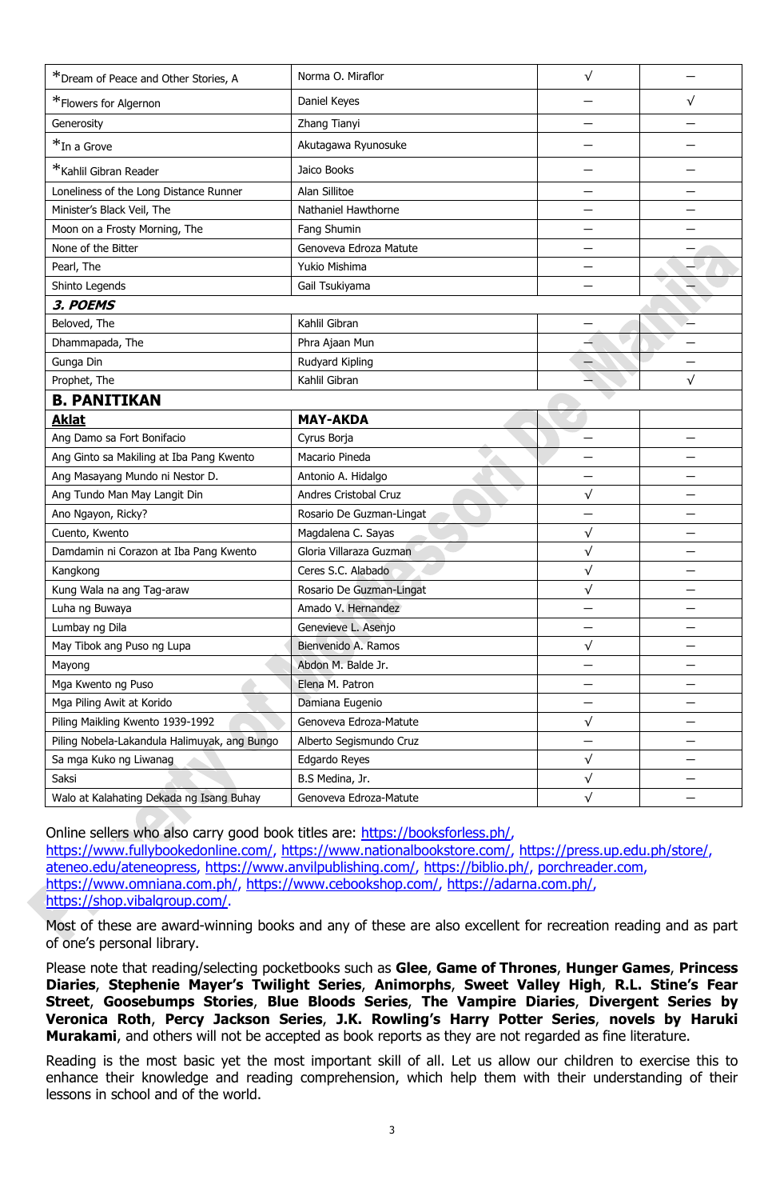| | | | |
|---|---|---|---|
| *Dream of Peace and Other Stories, A | Norma O. Miraflor | √ | — |
| *Flowers for Algernon | Daniel Keyes | — | √ |
| Generosity | Zhang Tianyi | — | — |
| *In a Grove | Akutagawa Ryunosuke | — | — |
| *Kahlil Gibran Reader | Jaico Books | — | — |
| Loneliness of the Long Distance Runner | Alan Sillitoe | — | — |
| Minister's Black Veil, The | Nathaniel Hawthorne | — | — |
| Moon on a Frosty Morning, The | Fang Shumin | — | — |
| None of the Bitter | Genoveva Edroza Matute | — | — |
| Pearl, The | Yukio Mishima | — | — |
| Shinto Legends | Gail Tsukiyama | — | — |
| ***3. POEMS*** | | | |
| Beloved, The | Kahlil Gibran | — | — |
| Dhammapada, The | Phra Ajaan Mun | — | — |
| Gunga Din | Rudyard Kipling | — | — |
| Prophet, The | Kahlil Gibran | — | √ |
| **B. PANITIKAN** | | | |
| **Aklat** | **MAY-AKDA** | | |
| Ang Damo sa Fort Bonifacio | Cyrus Borja | — | — |
| Ang Ginto sa Makiling at Iba Pang Kwento | Macario Pineda | — | — |
| Ang Masayang Mundo ni Nestor D. | Antonio A. Hidalgo | — | — |
| Ang Tundo Man May Langit Din | Andres Cristobal Cruz | √ | — |
| Ano Ngayon, Ricky? | Rosario De Guzman-Lingat | — | — |
| Cuento, Kwento | Magdalena C. Sayas | √ | — |
| Damdamin ni Corazon at Iba Pang Kwento | Gloria Villaraza Guzman | √ | — |
| Kangkong | Ceres S.C. Alabado | √ | — |
| Kung Wala na ang Tag-araw | Rosario De Guzman-Lingat | √ | — |
| Luha ng Buwaya | Amado V. Hernandez | — | — |
| Lumbay ng Dila | Genevieve L. Asenjo | — | — |
| May Tibok ang Puso ng Lupa | Bienvenido A. Ramos | √ | — |
| Mayong | Abdon M. Balde Jr. | — | — |
| Mga Kwento ng Puso | Elena M. Patron | — | — |
| Mga Piling Awit at Korido | Damiana Eugenio | — | — |
| Piling Maikling Kwento 1939-1992 | Genoveva Edroza-Matute | √ | — |
| Piling Nobela-Lakandula Halimuyak, ang Bungo | Alberto Segismundo Cruz | — | — |
| Sa mga Kuko ng Liwanag | Edgardo Reyes | √ | — |
| Saksi | B.S Medina, Jr. | √ | — |
| Walo at Kalahating Dekada ng Isang Buhay | Genoveva Edroza-Matute | √ | — |

Online sellers who also carry good book titles are: https://booksforless.ph/, https://www.fullybookedonline.com/, https://www.nationalbookstore.com/, https://press.up.edu.ph/store/, ateneo.edu/ateneopress, https://www.anvilpublishing.com/, https://biblio.ph/, porchreader.com, https://www.omniana.com.ph/, https://www.cebookshop.com/, https://adarna.com.ph/, https://shop.vibalgroup.com/.

Most of these are award-winning books and any of these are also excellent for recreation reading and as part of one's personal library.

Please note that reading/selecting pocketbooks such as **Glee**, **Game of Thrones**, **Hunger Games**, **Princess Diaries**, **Stephenie Mayer's Twilight Series**, **Animorphs**, **Sweet Valley High**, **R.L. Stine's Fear Street**, **Goosebumps Stories**, **Blue Bloods Series**, **The Vampire Diaries**, **Divergent Series by Veronica Roth**, **Percy Jackson Series**, **J.K. Rowling's Harry Potter Series**, **novels by Haruki Murakami**, and others will not be accepted as book reports as they are not regarded as fine literature.

Reading is the most basic yet the most important skill of all. Let us allow our children to exercise this to enhance their knowledge and reading comprehension, which help them with their understanding of their lessons in school and of the world.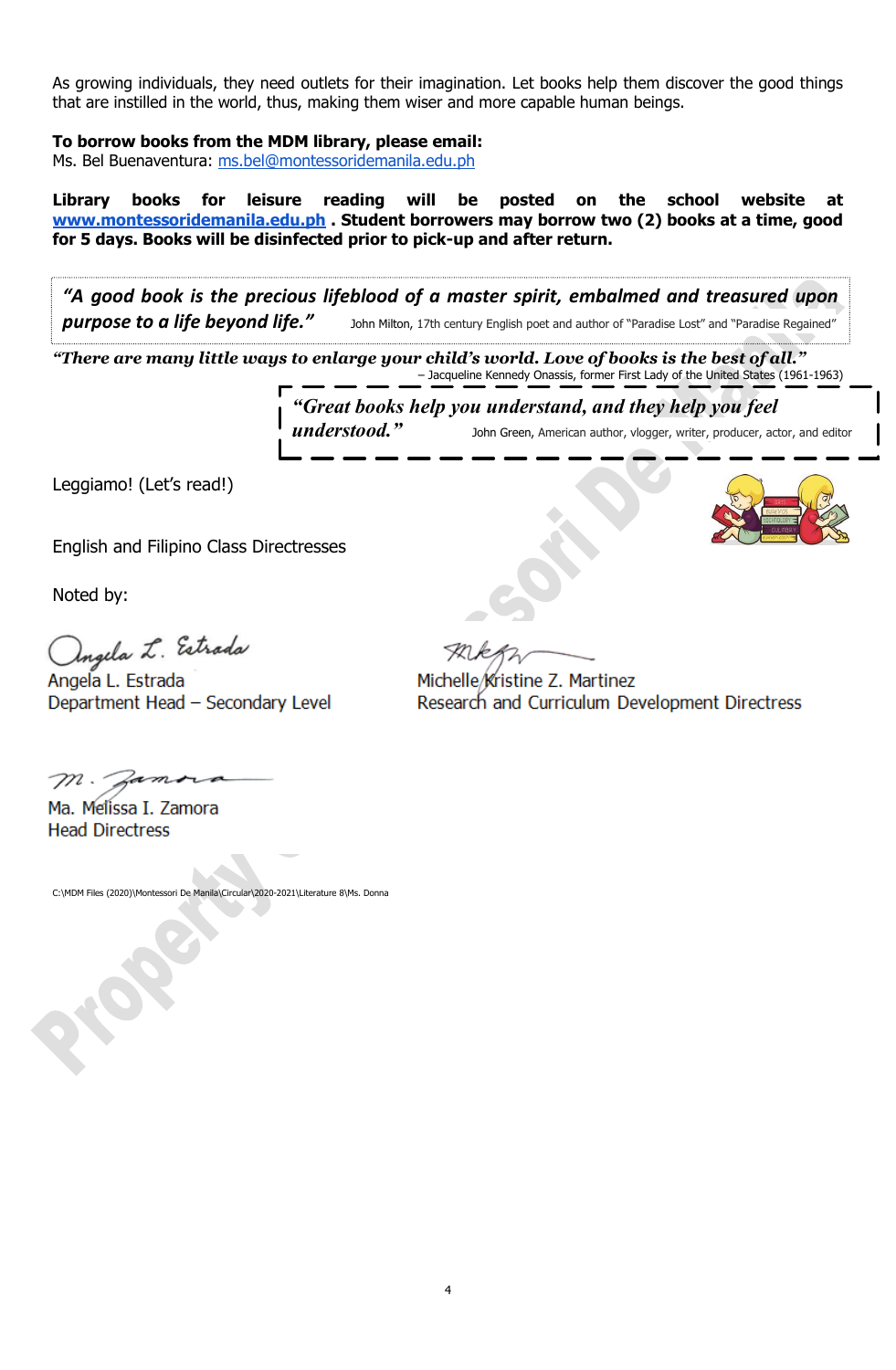As growing individuals, they need outlets for their imagination. Let books help them discover the good things that are instilled in the world, thus, making them wiser and more capable human beings.

**To borrow books from the MDM library, please email:**
Ms. Bel Buenaventura: ms.bel@montessoridemanila.edu.ph

**Library books for leisure reading will be posted on the school website at www.montessoridemanila.edu.ph . Student borrowers may borrow two (2) books at a time, good for 5 days. Books will be disinfected prior to pick-up and after return.**

> ***"A good book is the precious lifeblood of a master spirit, embalmed and treasured upon purpose to a life beyond life."*** John Milton, 17th century English poet and author of "Paradise Lost" and "Paradise Regained"

***"There are many little ways to enlarge your child's world. Love of books is the best of all."***
– Jacqueline Kennedy Onassis, former First Lady of the United States (1961-1963)

> ***"Great books help you understand, and they help you feel understood."*** John Green, American author, vlogger, writer, producer, actor, and editor

Leggiamo! (Let's read!)

English and Filipino Class Directresses

Noted by:

Angela L. Estrada
Department Head – Secondary Level

Michelle Kristine Z. Martinez
Research and Curriculum Development Directress

Ma. Melissa I. Zamora
Head Directress

C:\MDM Files (2020)\Montessori De Manila\Circular\2020-2021\Literature 8\Ms. Donna